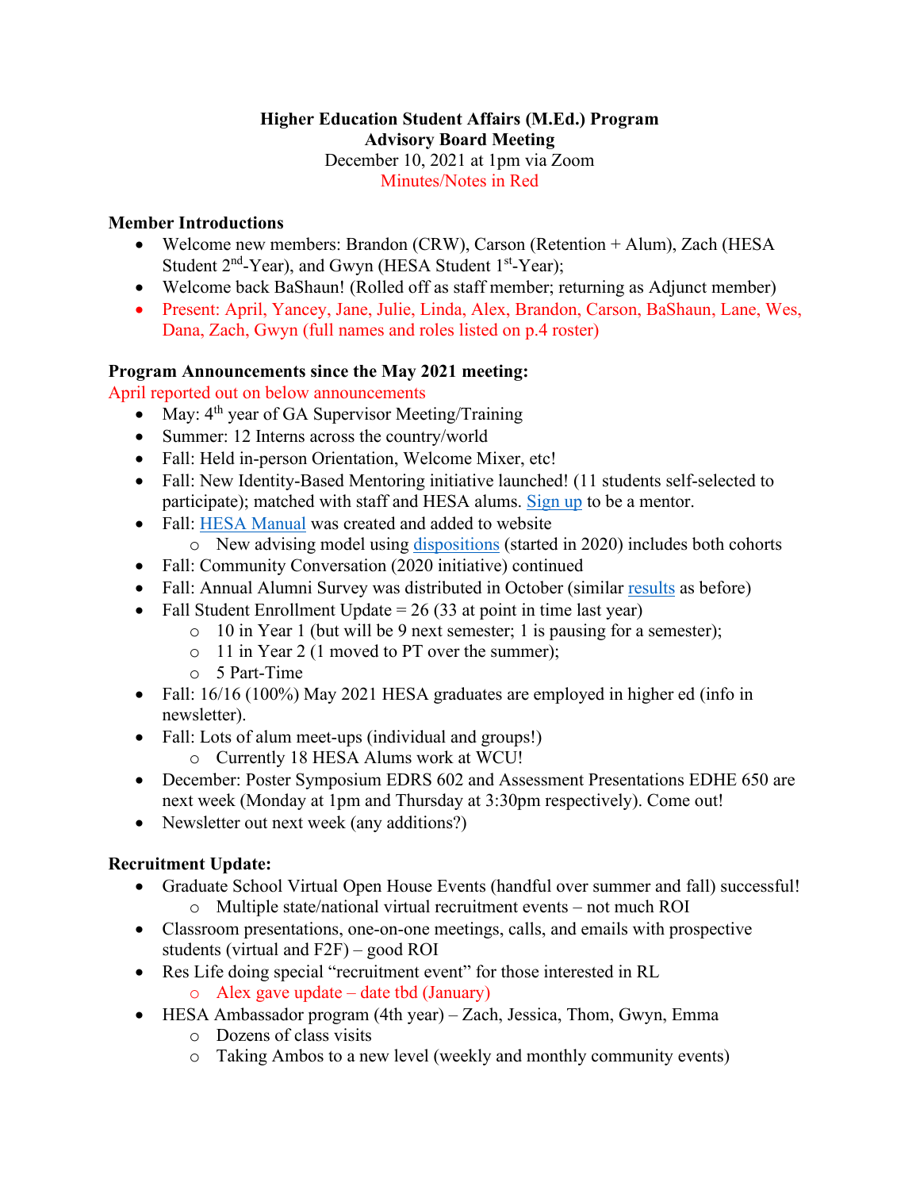**Higher Education Student Affairs (M.Ed.) Program**
**Advisory Board Meeting**
December 10, 2021 at 1pm via Zoom
Minutes/Notes in Red

**Member Introductions**

- Welcome new members: Brandon (CRW), Carson (Retention + Alum), Zach (HESA Student 2nd-Year), and Gwyn (HESA Student 1st-Year);
- Welcome back BaShaun! (Rolled off as staff member; returning as Adjunct member)
- Present: April, Yancey, Jane, Julie, Linda, Alex, Brandon, Carson, BaShaun, Lane, Wes, Dana, Zach, Gwyn (full names and roles listed on p.4 roster)

**Program Announcements since the May 2021 meeting:**

April reported out on below announcements

- May: 4th year of GA Supervisor Meeting/Training
- Summer: 12 Interns across the country/world
- Fall: Held in-person Orientation, Welcome Mixer, etc!
- Fall: New Identity-Based Mentoring initiative launched! (11 students self-selected to participate); matched with staff and HESA alums. Sign up to be a mentor.
- Fall: HESA Manual was created and added to website
  - New advising model using dispositions (started in 2020) includes both cohorts
- Fall: Community Conversation (2020 initiative) continued
- Fall: Annual Alumni Survey was distributed in October (similar results as before)
- Fall Student Enrollment Update = 26 (33 at point in time last year)
  - 10 in Year 1 (but will be 9 next semester; 1 is pausing for a semester);
  - 11 in Year 2 (1 moved to PT over the summer);
  - 5 Part-Time
- Fall: 16/16 (100%) May 2021 HESA graduates are employed in higher ed (info in newsletter).
- Fall: Lots of alum meet-ups (individual and groups!)
  - Currently 18 HESA Alums work at WCU!
- December: Poster Symposium EDRS 602 and Assessment Presentations EDHE 650 are next week (Monday at 1pm and Thursday at 3:30pm respectively). Come out!
- Newsletter out next week (any additions?)

**Recruitment Update:**

- Graduate School Virtual Open House Events (handful over summer and fall) successful!
  - Multiple state/national virtual recruitment events – not much ROI
- Classroom presentations, one-on-one meetings, calls, and emails with prospective students (virtual and F2F) – good ROI
- Res Life doing special "recruitment event" for those interested in RL
  - Alex gave update – date tbd (January)
- HESA Ambassador program (4th year) – Zach, Jessica, Thom, Gwyn, Emma
  - Dozens of class visits
  - Taking Ambos to a new level (weekly and monthly community events)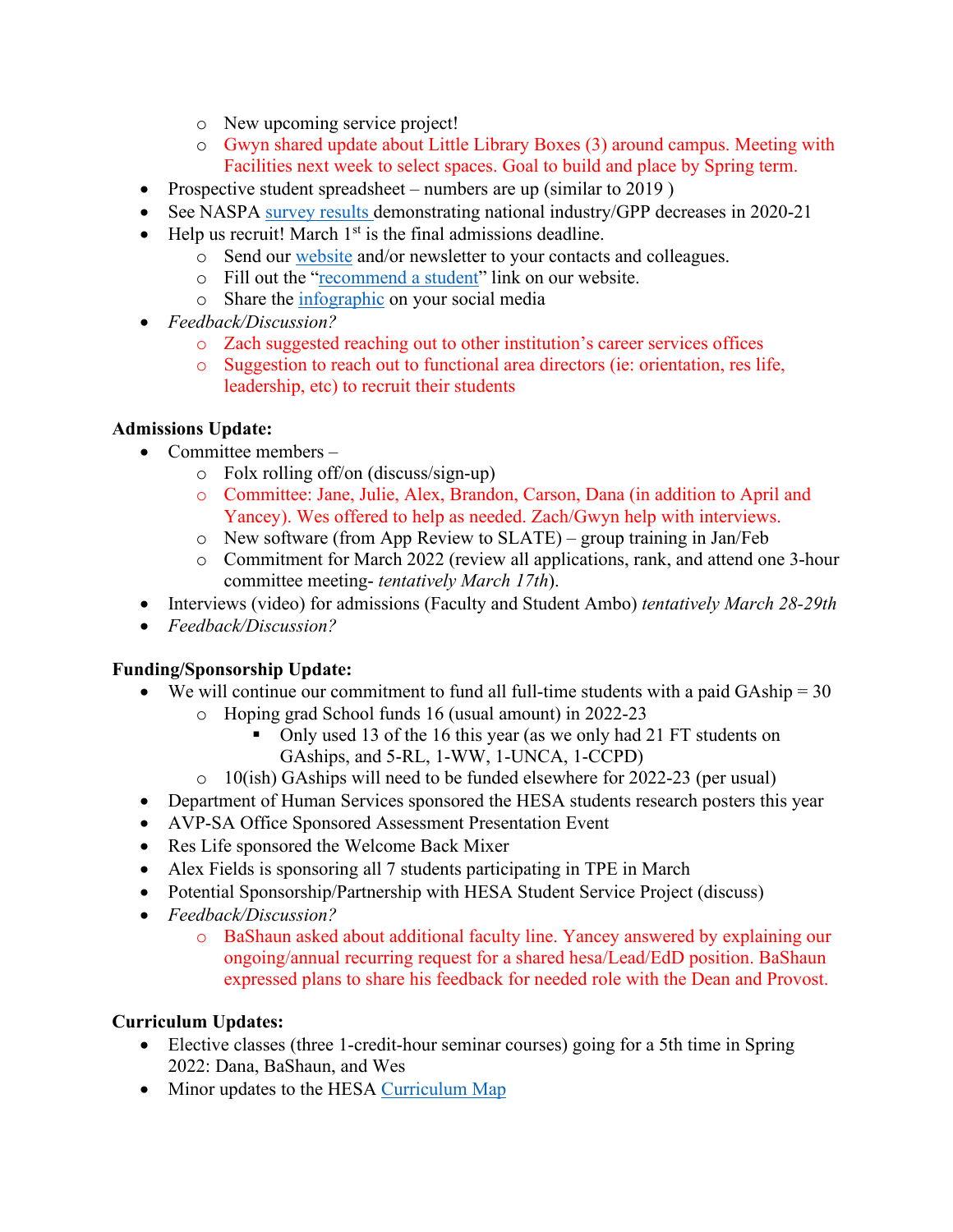- New upcoming service project!
  - Gwyn shared update about Little Library Boxes (3) around campus. Meeting with Facilities next week to select spaces. Goal to build and place by Spring term.
- Prospective student spreadsheet – numbers are up (similar to 2019 )
- See NASPA survey results demonstrating national industry/GPP decreases in 2020-21
- Help us recruit! March 1st is the final admissions deadline.
  - Send our website and/or newsletter to your contacts and colleagues.
  - Fill out the "recommend a student" link on our website.
  - Share the infographic on your social media
- *Feedback/Discussion?*
  - Zach suggested reaching out to other institution's career services offices
  - Suggestion to reach out to functional area directors (ie: orientation, res life, leadership, etc) to recruit their students

**Admissions Update:**

- Committee members –
  - Folx rolling off/on (discuss/sign-up)
  - Committee: Jane, Julie, Alex, Brandon, Carson, Dana (in addition to April and Yancey). Wes offered to help as needed. Zach/Gwyn help with interviews.
  - New software (from App Review to SLATE) – group training in Jan/Feb
  - Commitment for March 2022 (review all applications, rank, and attend one 3-hour committee meeting- *tentatively March 17th*).
- Interviews (video) for admissions (Faculty and Student Ambo) *tentatively March 28-29th*
- *Feedback/Discussion?*

**Funding/Sponsorship Update:**

- We will continue our commitment to fund all full-time students with a paid GAship = 30
  - Hoping grad School funds 16 (usual amount) in 2022-23
    - Only used 13 of the 16 this year (as we only had 21 FT students on GAships, and 5-RL, 1-WW, 1-UNCA, 1-CCPD)
  - 10(ish) GAships will need to be funded elsewhere for 2022-23 (per usual)
- Department of Human Services sponsored the HESA students research posters this year
- AVP-SA Office Sponsored Assessment Presentation Event
- Res Life sponsored the Welcome Back Mixer
- Alex Fields is sponsoring all 7 students participating in TPE in March
- Potential Sponsorship/Partnership with HESA Student Service Project (discuss)
- *Feedback/Discussion?*
  - BaShaun asked about additional faculty line. Yancey answered by explaining our ongoing/annual recurring request for a shared hesa/Lead/EdD position. BaShaun expressed plans to share his feedback for needed role with the Dean and Provost.

**Curriculum Updates:**

- Elective classes (three 1-credit-hour seminar courses) going for a 5th time in Spring 2022: Dana, BaShaun, and Wes
- Minor updates to the HESA Curriculum Map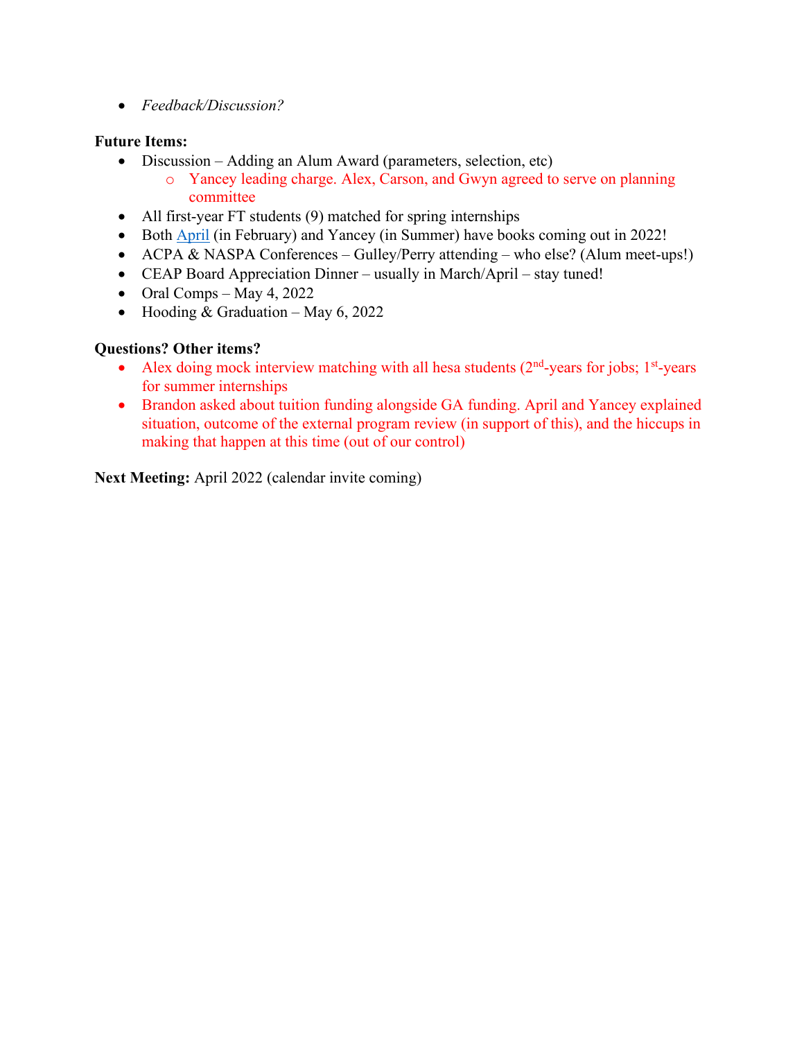- *Feedback/Discussion?*

**Future Items:**

- Discussion – Adding an Alum Award (parameters, selection, etc)
    - Yancey leading charge. Alex, Carson, and Gwyn agreed to serve on planning committee
- All first-year FT students (9) matched for spring internships
- Both April (in February) and Yancey (in Summer) have books coming out in 2022!
- ACPA & NASPA Conferences – Gulley/Perry attending – who else? (Alum meet-ups!)
- CEAP Board Appreciation Dinner – usually in March/April – stay tuned!
- Oral Comps – May 4, 2022
- Hooding & Graduation – May 6, 2022

**Questions? Other items?**

- Alex doing mock interview matching with all hesa students (2nd-years for jobs; 1st-years for summer internships
- Brandon asked about tuition funding alongside GA funding. April and Yancey explained situation, outcome of the external program review (in support of this), and the hiccups in making that happen at this time (out of our control)

**Next Meeting:** April 2022 (calendar invite coming)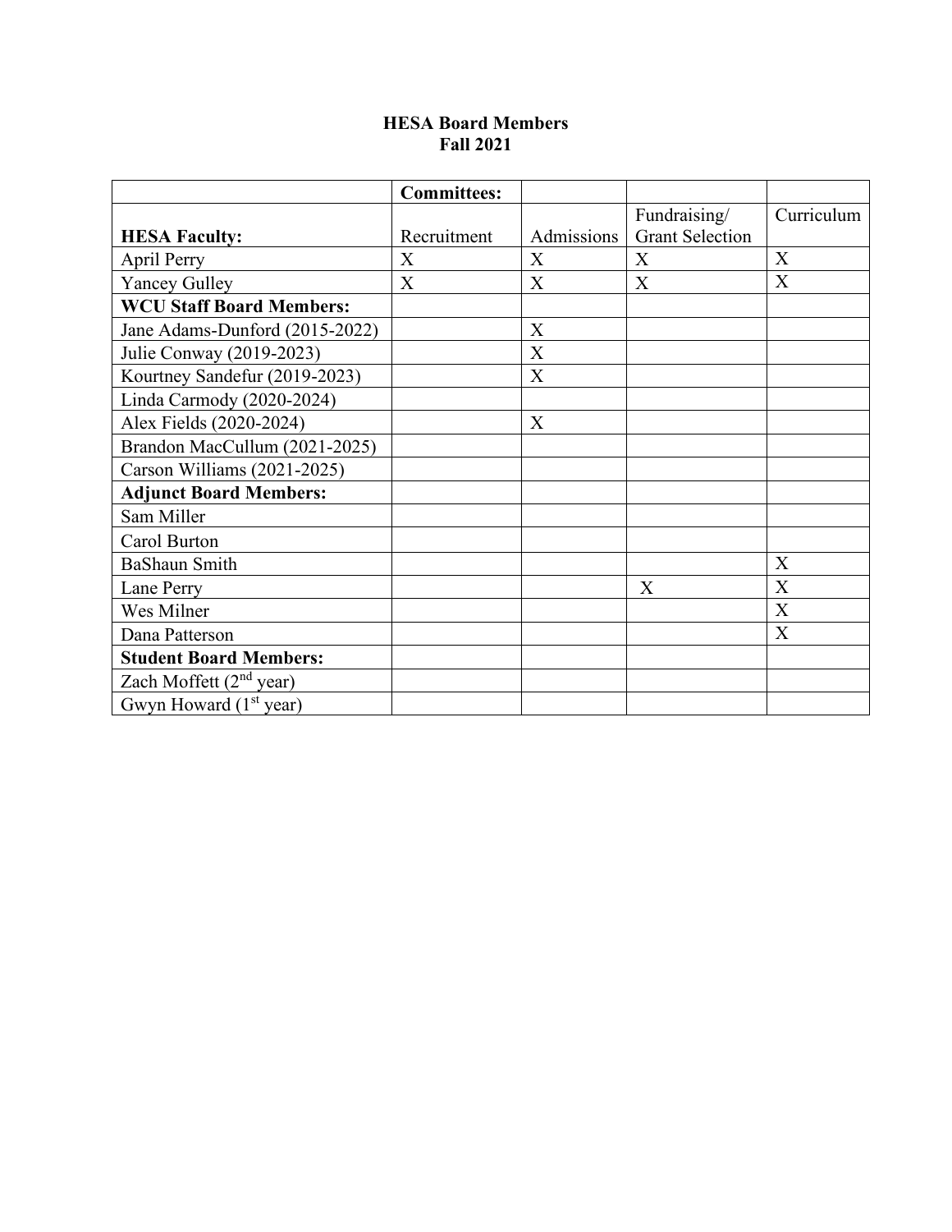**HESA Board Members**
**Fall 2021**

| | **Committees:** | | | |
|---|---|---|---|---|
| **HESA Faculty:** | Recruitment | Admissions | Fundraising/ Grant Selection | Curriculum |
| April Perry | X | X | X | X |
| Yancey Gulley | X | X | X | X |
| **WCU Staff Board Members:** | | | | |
| Jane Adams-Dunford (2015-2022) | | X | | |
| Julie Conway (2019-2023) | | X | | |
| Kourtney Sandefur (2019-2023) | | X | | |
| Linda Carmody (2020-2024) | | | | |
| Alex Fields (2020-2024) | | X | | |
| Brandon MacCullum (2021-2025) | | | | |
| Carson Williams (2021-2025) | | | | |
| **Adjunct Board Members:** | | | | |
| Sam Miller | | | | |
| Carol Burton | | | | |
| BaShaun Smith | | | | X |
| Lane Perry | | | X | X |
| Wes Milner | | | | X |
| Dana Patterson | | | | X |
| **Student Board Members:** | | | | |
| Zach Moffett (2nd year) | | | | |
| Gwyn Howard (1st year) | | | | |